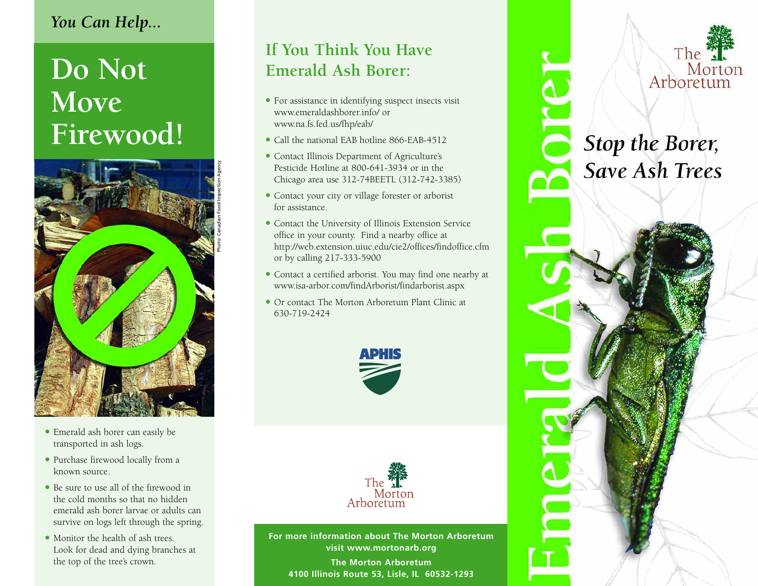*You Can Help...*

# Do Not Move Firewood!

Photo: Canadian Food Inspection Agency

- Emerald ash borer can easily be transported in ash logs.
- Purchase firewood locally from a known source.
- Be sure to use all of the firewood in the cold months so that no hidden emerald ash borer larvae or adults can survive on logs left through the spring.
- Monitor the health of ash trees. Look for dead and dying branches at the top of the tree's crown.

## If You Think You Have Emerald Ash Borer:

- For assistance in identifying suspect insects visit www.emeraldashborer.info/ or www.na.fs.fed.us/fhp/eab/
- Call the national EAB hotline 866-EAB-4512
- Contact Illinois Department of Agriculture's Pesticide Hotline at 800-641-3934 or in the Chicago area use 312-74BEETL (312-742-3385)
- Contact your city or village forester or arborist for assistance.
- Contact the University of Illinois Extension Service office in your county. Find a nearby office at http://web.extension.uiuc.edu/cie2/offices/findoffice.cfm or by calling 217-333-5900
- Contact a certified arborist. You may find one nearby at www.isa-arbor.com/findArborist/findarborist.aspx
- Or contact The Morton Arboretum Plant Clinic at 630-719-2424

APHIS

The Morton Arboretum

**For more information about The Morton Arboretum visit www.mortonarb.org**

**The Morton Arboretum**
**4100 Illinois Route 53, Lisle, IL 60532-1293**

# Emerald Ash Borer

The Morton Arboretum

## *Stop the Borer, Save Ash Trees*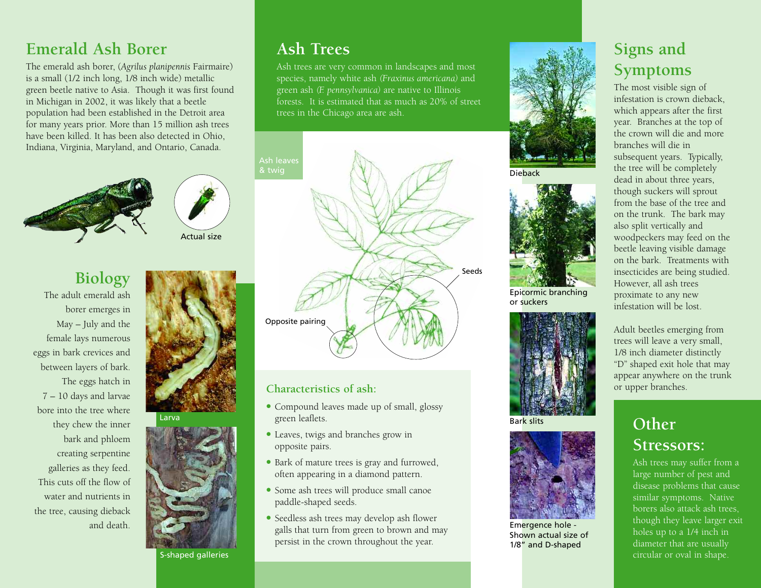## Emerald Ash Borer

The emerald ash borer, (*Agrilus planipennis* Fairmaire) is a small (1/2 inch long, 1/8 inch wide) metallic green beetle native to Asia. Though it was first found in Michigan in 2002, it was likely that a beetle population had been established in the Detroit area for many years prior. More than 15 million ash trees have been killed. It has been also detected in Ohio, Indiana, Virginia, Maryland, and Ontario, Canada.

Actual size

## Biology

The adult emerald ash borer emerges in May – July and the female lays numerous eggs in bark crevices and between layers of bark. The eggs hatch in 7 – 10 days and larvae bore into the tree where they chew the inner bark and phloem creating serpentine galleries as they feed. This cuts off the flow of water and nutrients in the tree, causing dieback and death.

Larva

S-shaped galleries

## Ash Trees

Ash trees are very common in landscapes and most species, namely white ash (*Fraxinus americana)* and green ash (*F. pennsylvanica)* are native to Illinois forests. It is estimated that as much as 20% of street trees in the Chicago area are ash.

Ash leaves & twig

Seeds

Opposite pairing

### Characteristics of ash:

- Compound leaves made up of small, glossy green leaflets.
- Leaves, twigs and branches grow in opposite pairs.
- Bark of mature trees is gray and furrowed, often appearing in a diamond pattern.
- Some ash trees will produce small canoe paddle-shaped seeds.
- Seedless ash trees may develop ash flower galls that turn from green to brown and may persist in the crown throughout the year.

Dieback

Epicormic branching or suckers

Bark slits

Emergence hole - Shown actual size of 1/8" and D-shaped

## Signs and Symptoms

The most visible sign of infestation is crown dieback, which appears after the first year. Branches at the top of the crown will die and more branches will die in subsequent years. Typically, the tree will be completely dead in about three years, though suckers will sprout from the base of the tree and on the trunk. The bark may also split vertically and woodpeckers may feed on the beetle leaving visible damage on the bark. Treatments with insecticides are being studied. However, all ash trees proximate to any new infestation will be lost.

Adult beetles emerging from trees will leave a very small, 1/8 inch diameter distinctly "D" shaped exit hole that may appear anywhere on the trunk or upper branches.

## Other Stressors:

Ash trees may suffer from a large number of pest and disease problems that cause similar symptoms. Native borers also attack ash trees, though they leave larger exit holes up to a 1/4 inch in diameter that are usually circular or oval in shape.